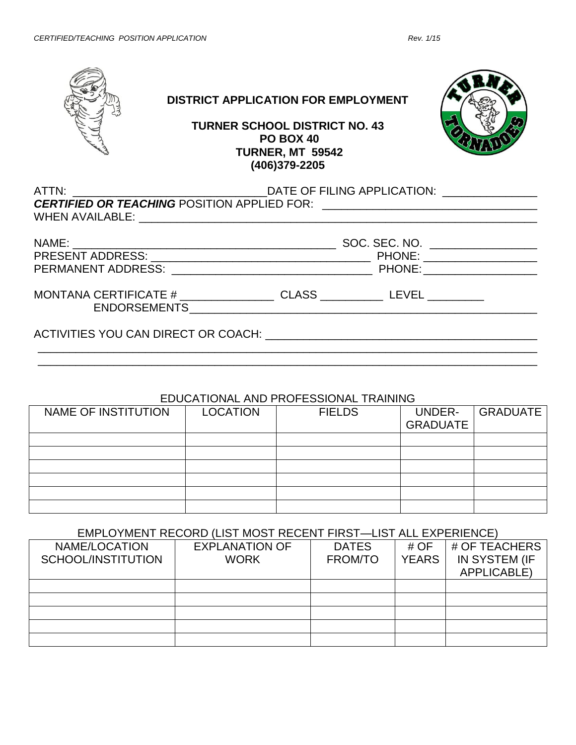# DISTRICT APPLICATION FOR EMPLOYMENT

**TURNER SCHOOL DISTRICT NO. 43**
**PO BOX 40**
**TURNER, MT 59542**
**(406)379-2205**

ATTN: ______________________________ DATE OF FILING APPLICATION: ______________

***CERTIFIED OR TEACHING*** POSITION APPLIED FOR: ______________________________

WHEN AVAILABLE: ______________________________________________________________

NAME: __________________________________________ SOC. SEC. NO. ________________

PRESENT ADDRESS: ________________________________ PHONE: __________________

PERMANENT ADDRESS: ______________________________ PHONE: __________________

MONTANA CERTIFICATE # ______________ CLASS __________ LEVEL _________

ENDORSEMENTS__________________________________________________________

ACTIVITIES YOU CAN DIRECT OR COACH: ________________________________________

________________________________________________________________________________

________________________________________________________________________________

## EDUCATIONAL AND PROFESSIONAL TRAINING

| NAME OF INSTITUTION | LOCATION | FIELDS | UNDER-GRADUATE | GRADUATE |
|---|---|---|---|---|
| | | | | |
| | | | | |
| | | | | |
| | | | | |
| | | | | |
| | | | | |

## EMPLOYMENT RECORD (LIST MOST RECENT FIRST—LIST ALL EXPERIENCE)

| NAME/LOCATION SCHOOL/INSTITUTION | EXPLANATION OF WORK | DATES FROM/TO | # OF YEARS | # OF TEACHERS IN SYSTEM (IF APPLICABLE) |
|---|---|---|---|---|
| | | | | |
| | | | | |
| | | | | |
| | | | | |
| | | | | |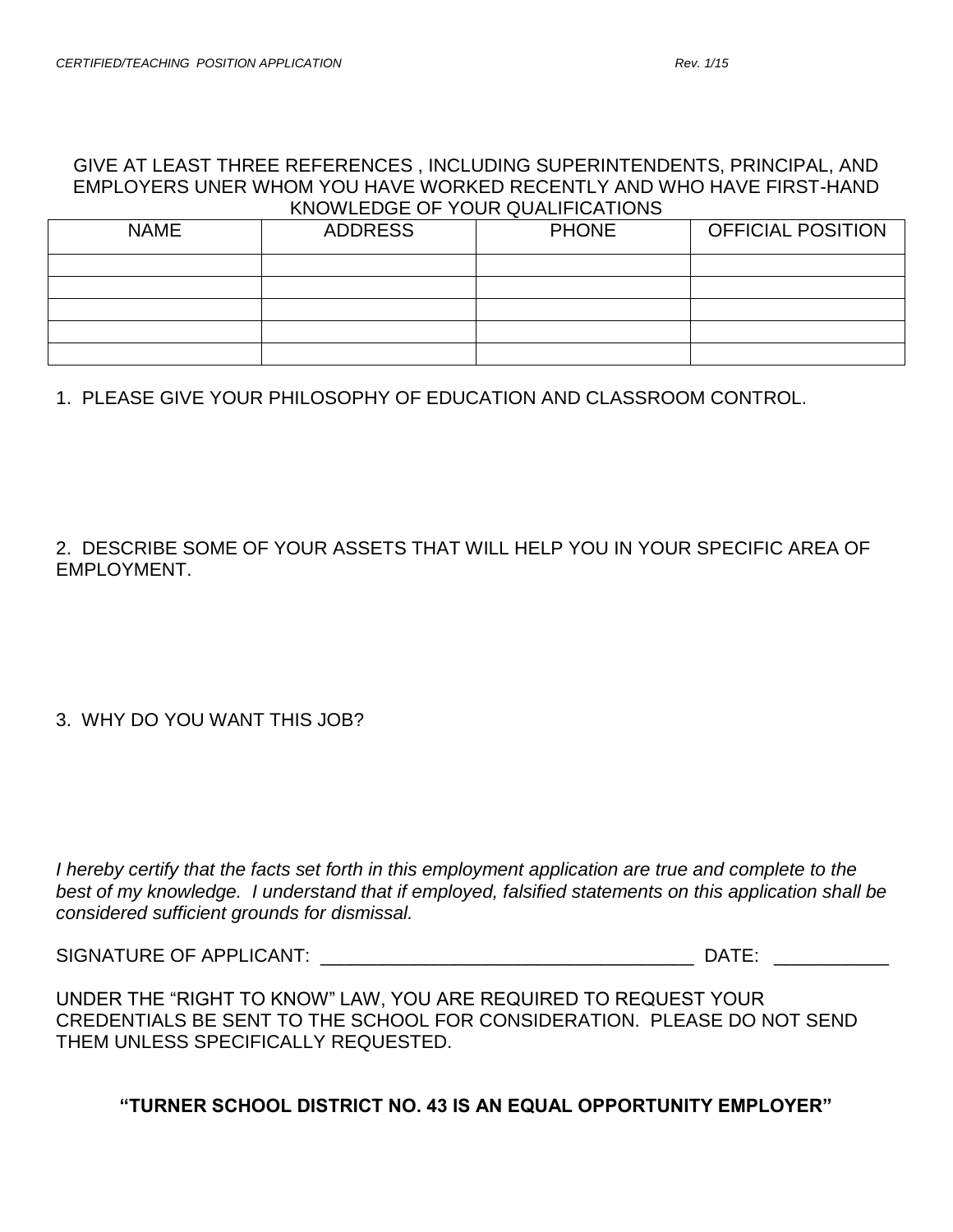GIVE AT LEAST THREE REFERENCES , INCLUDING SUPERINTENDENTS, PRINCIPAL, AND EMPLOYERS UNER WHOM YOU HAVE WORKED RECENTLY AND WHO HAVE FIRST-HAND KNOWLEDGE OF YOUR QUALIFICATIONS

| NAME | ADDRESS | PHONE | OFFICIAL POSITION |
|---|---|---|---|
| | | | |
| | | | |
| | | | |
| | | | |
| | | | |

1. PLEASE GIVE YOUR PHILOSOPHY OF EDUCATION AND CLASSROOM CONTROL.

2. DESCRIBE SOME OF YOUR ASSETS THAT WILL HELP YOU IN YOUR SPECIFIC AREA OF EMPLOYMENT.

3. WHY DO YOU WANT THIS JOB?

*I hereby certify that the facts set forth in this employment application are true and complete to the best of my knowledge. I understand that if employed, falsified statements on this application shall be considered sufficient grounds for dismissal.*

SIGNATURE OF APPLICANT: ____________________________________ DATE: ___________

UNDER THE "RIGHT TO KNOW" LAW, YOU ARE REQUIRED TO REQUEST YOUR CREDENTIALS BE SENT TO THE SCHOOL FOR CONSIDERATION. PLEASE DO NOT SEND THEM UNLESS SPECIFICALLY REQUESTED.

**"TURNER SCHOOL DISTRICT NO. 43 IS AN EQUAL OPPORTUNITY EMPLOYER"**